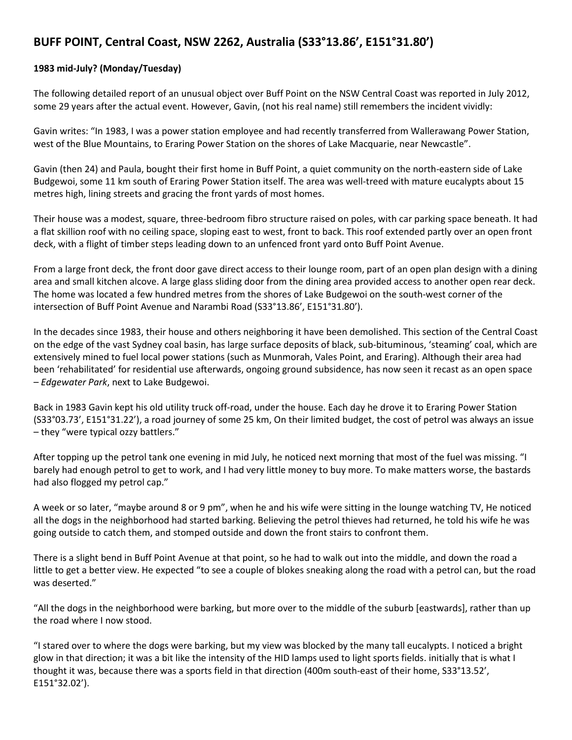# BUFF POINT, Central Coast, NSW 2262, Australia (S33°13.86', E151°31.80')

**1983 mid-July? (Monday/Tuesday)**

The following detailed report of an unusual object over Buff Point on the NSW Central Coast was reported in July 2012, some 29 years after the actual event. However, Gavin, (not his real name) still remembers the incident vividly:

Gavin writes: "In 1983, I was a power station employee and had recently transferred from Wallerawang Power Station, west of the Blue Mountains, to Eraring Power Station on the shores of Lake Macquarie, near Newcastle".

Gavin (then 24) and Paula, bought their first home in Buff Point, a quiet community on the north-eastern side of Lake Budgewoi, some 11 km south of Eraring Power Station itself. The area was well-treed with mature eucalypts about 15 metres high, lining streets and gracing the front yards of most homes.

Their house was a modest, square, three-bedroom fibro structure raised on poles, with car parking space beneath. It had a flat skillion roof with no ceiling space, sloping east to west, front to back. This roof extended partly over an open front deck, with a flight of timber steps leading down to an unfenced front yard onto Buff Point Avenue.

From a large front deck, the front door gave direct access to their lounge room, part of an open plan design with a dining area and small kitchen alcove. A large glass sliding door from the dining area provided access to another open rear deck. The home was located a few hundred metres from the shores of Lake Budgewoi on the south-west corner of the intersection of Buff Point Avenue and Narambi Road (S33°13.86', E151°31.80').

In the decades since 1983, their house and others neighboring it have been demolished. This section of the Central Coast on the edge of the vast Sydney coal basin, has large surface deposits of black, sub-bituminous, 'steaming' coal, which are extensively mined to fuel local power stations (such as Munmorah, Vales Point, and Eraring). Although their area had been 'rehabilitated' for residential use afterwards, ongoing ground subsidence, has now seen it recast as an open space – *Edgewater Park*, next to Lake Budgewoi.

Back in 1983 Gavin kept his old utility truck off-road, under the house. Each day he drove it to Eraring Power Station (S33°03.73', E151°31.22'), a road journey of some 25 km, On their limited budget, the cost of petrol was always an issue – they "were typical ozzy battlers."

After topping up the petrol tank one evening in mid July, he noticed next morning that most of the fuel was missing. "I barely had enough petrol to get to work, and I had very little money to buy more. To make matters worse, the bastards had also flogged my petrol cap."

A week or so later, "maybe around 8 or 9 pm", when he and his wife were sitting in the lounge watching TV, He noticed all the dogs in the neighborhood had started barking. Believing the petrol thieves had returned, he told his wife he was going outside to catch them, and stomped outside and down the front stairs to confront them.

There is a slight bend in Buff Point Avenue at that point, so he had to walk out into the middle, and down the road a little to get a better view. He expected "to see a couple of blokes sneaking along the road with a petrol can, but the road was deserted."

"All the dogs in the neighborhood were barking, but more over to the middle of the suburb [eastwards], rather than up the road where I now stood.

"I stared over to where the dogs were barking, but my view was blocked by the many tall eucalypts. I noticed a bright glow in that direction; it was a bit like the intensity of the HID lamps used to light sports fields. initially that is what I thought it was, because there was a sports field in that direction (400m south-east of their home, S33°13.52', E151°32.02').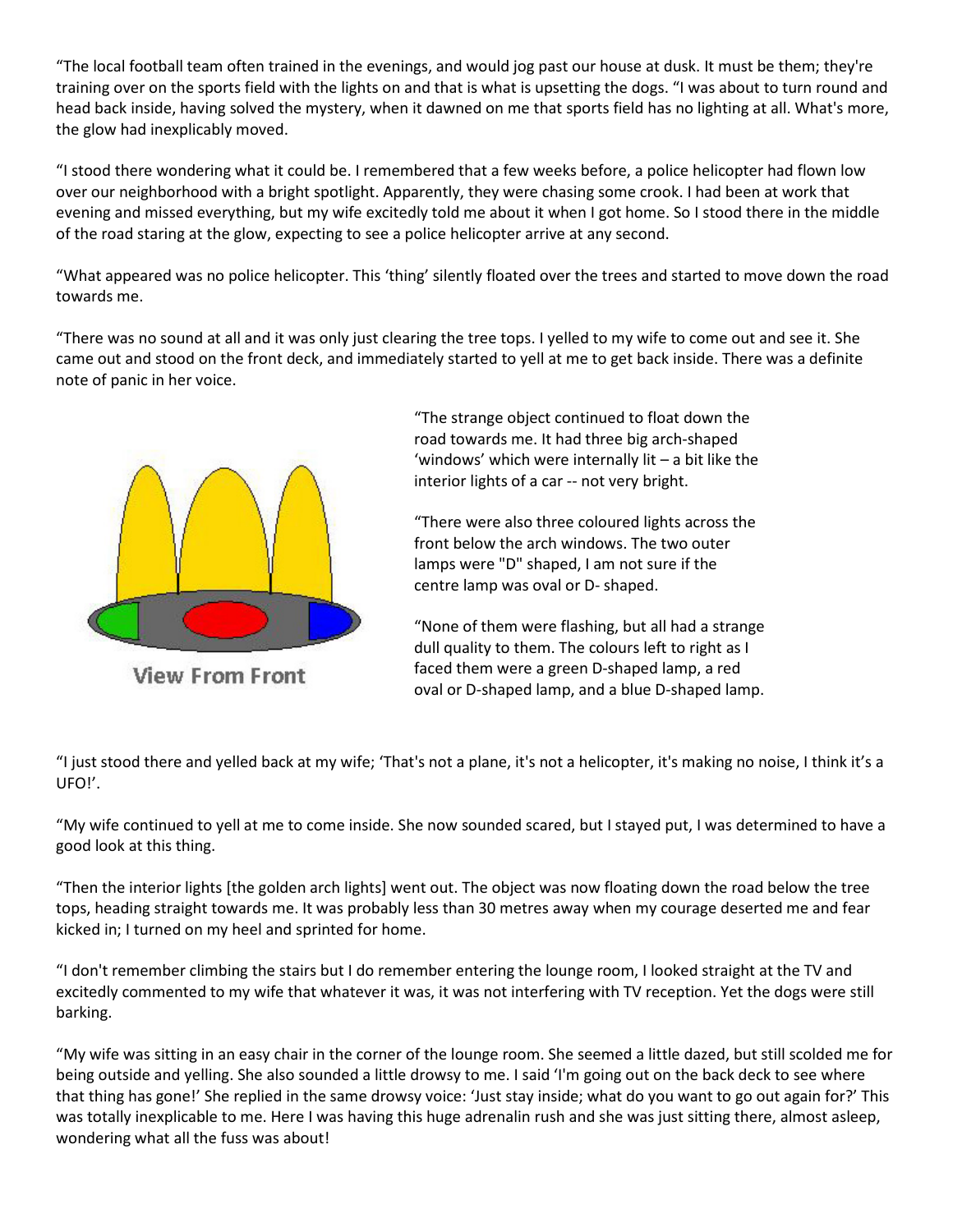"The local football team often trained in the evenings, and would jog past our house at dusk. It must be them; they're training over on the sports field with the lights on and that is what is upsetting the dogs. "I was about to turn round and head back inside, having solved the mystery, when it dawned on me that sports field has no lighting at all. What's more, the glow had inexplicably moved.

"I stood there wondering what it could be. I remembered that a few weeks before, a police helicopter had flown low over our neighborhood with a bright spotlight. Apparently, they were chasing some crook. I had been at work that evening and missed everything, but my wife excitedly told me about it when I got home. So I stood there in the middle of the road staring at the glow, expecting to see a police helicopter arrive at any second.

"What appeared was no police helicopter. This 'thing' silently floated over the trees and started to move down the road towards me.

"There was no sound at all and it was only just clearing the tree tops. I yelled to my wife to come out and see it. She came out and stood on the front deck, and immediately started to yell at me to get back inside. There was a definite note of panic in her voice.

View From Front

"The strange object continued to float down the road towards me. It had three big arch-shaped 'windows' which were internally lit – a bit like the interior lights of a car -- not very bright.

"There were also three coloured lights across the front below the arch windows. The two outer lamps were "D" shaped, I am not sure if the centre lamp was oval or D- shaped.

"None of them were flashing, but all had a strange dull quality to them. The colours left to right as I faced them were a green D-shaped lamp, a red oval or D-shaped lamp, and a blue D-shaped lamp.

"I just stood there and yelled back at my wife; 'That's not a plane, it's not a helicopter, it's making no noise, I think it's a UFO!'.

"My wife continued to yell at me to come inside. She now sounded scared, but I stayed put, I was determined to have a good look at this thing.

"Then the interior lights [the golden arch lights] went out. The object was now floating down the road below the tree tops, heading straight towards me. It was probably less than 30 metres away when my courage deserted me and fear kicked in; I turned on my heel and sprinted for home.

"I don't remember climbing the stairs but I do remember entering the lounge room, I looked straight at the TV and excitedly commented to my wife that whatever it was, it was not interfering with TV reception. Yet the dogs were still barking.

"My wife was sitting in an easy chair in the corner of the lounge room. She seemed a little dazed, but still scolded me for being outside and yelling. She also sounded a little drowsy to me. I said 'I'm going out on the back deck to see where that thing has gone!' She replied in the same drowsy voice: 'Just stay inside; what do you want to go out again for?' This was totally inexplicable to me. Here I was having this huge adrenalin rush and she was just sitting there, almost asleep, wondering what all the fuss was about!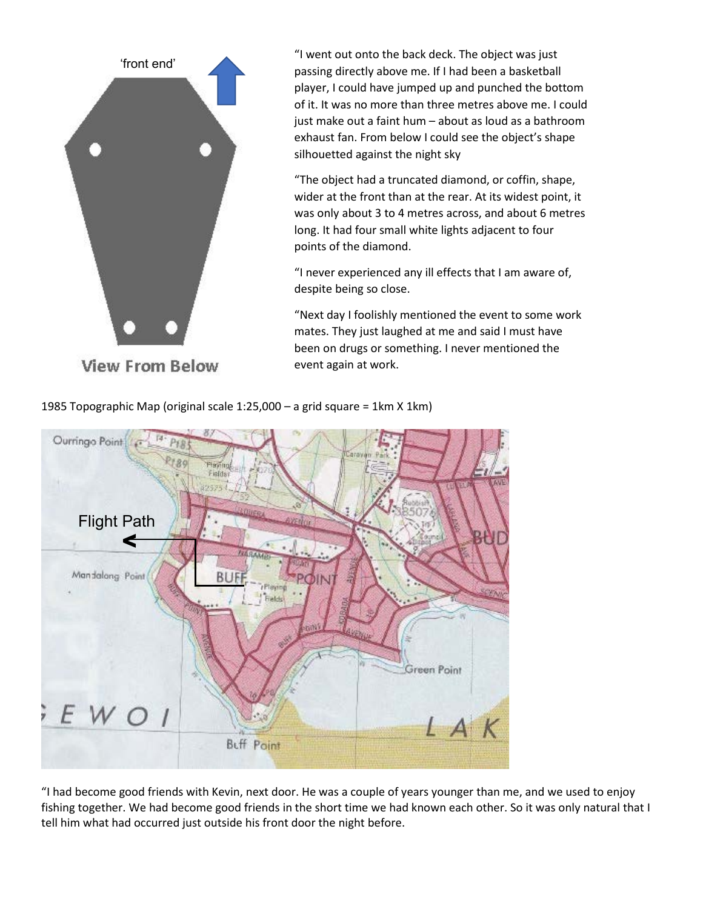‘front end’

View From Below

“I went out onto the back deck. The object was just passing directly above me. If I had been a basketball player, I could have jumped up and punched the bottom of it. It was no more than three metres above me. I could just make out a faint hum – about as loud as a bathroom exhaust fan. From below I could see the object’s shape silhouetted against the night sky

“The object had a truncated diamond, or coffin, shape, wider at the front than at the rear. At its widest point, it was only about 3 to 4 metres across, and about 6 metres long. It had four small white lights adjacent to four points of the diamond.

“I never experienced any ill effects that I am aware of, despite being so close.

“Next day I foolishly mentioned the event to some work mates. They just laughed at me and said I must have been on drugs or something. I never mentioned the event again at work.

1985 Topographic Map (original scale 1:25,000 – a grid square = 1km X 1km)

Flight Path

“I had become good friends with Kevin, next door. He was a couple of years younger than me, and we used to enjoy fishing together. We had become good friends in the short time we had known each other. So it was only natural that I tell him what had occurred just outside his front door the night before.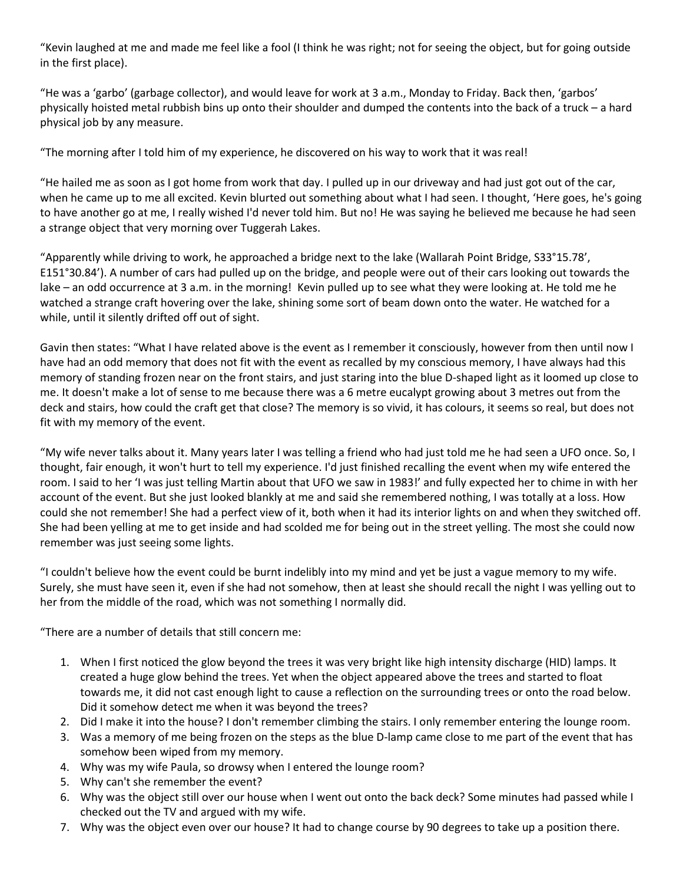"Kevin laughed at me and made me feel like a fool (I think he was right; not for seeing the object, but for going outside in the first place).

"He was a 'garbo' (garbage collector), and would leave for work at 3 a.m., Monday to Friday. Back then, 'garbos' physically hoisted metal rubbish bins up onto their shoulder and dumped the contents into the back of a truck – a hard physical job by any measure.

"The morning after I told him of my experience, he discovered on his way to work that it was real!

"He hailed me as soon as I got home from work that day. I pulled up in our driveway and had just got out of the car, when he came up to me all excited. Kevin blurted out something about what I had seen. I thought, 'Here goes, he's going to have another go at me, I really wished I'd never told him. But no! He was saying he believed me because he had seen a strange object that very morning over Tuggerah Lakes.

"Apparently while driving to work, he approached a bridge next to the lake (Wallarah Point Bridge, S33°15.78', E151°30.84'). A number of cars had pulled up on the bridge, and people were out of their cars looking out towards the lake – an odd occurrence at 3 a.m. in the morning! Kevin pulled up to see what they were looking at. He told me he watched a strange craft hovering over the lake, shining some sort of beam down onto the water. He watched for a while, until it silently drifted off out of sight.

Gavin then states: "What I have related above is the event as I remember it consciously, however from then until now I have had an odd memory that does not fit with the event as recalled by my conscious memory, I have always had this memory of standing frozen near on the front stairs, and just staring into the blue D-shaped light as it loomed up close to me. It doesn't make a lot of sense to me because there was a 6 metre eucalypt growing about 3 metres out from the deck and stairs, how could the craft get that close? The memory is so vivid, it has colours, it seems so real, but does not fit with my memory of the event.

"My wife never talks about it. Many years later I was telling a friend who had just told me he had seen a UFO once. So, I thought, fair enough, it won't hurt to tell my experience. I'd just finished recalling the event when my wife entered the room. I said to her 'I was just telling Martin about that UFO we saw in 1983!' and fully expected her to chime in with her account of the event. But she just looked blankly at me and said she remembered nothing, I was totally at a loss. How could she not remember! She had a perfect view of it, both when it had its interior lights on and when they switched off. She had been yelling at me to get inside and had scolded me for being out in the street yelling. The most she could now remember was just seeing some lights.

"I couldn't believe how the event could be burnt indelibly into my mind and yet be just a vague memory to my wife. Surely, she must have seen it, even if she had not somehow, then at least she should recall the night I was yelling out to her from the middle of the road, which was not something I normally did.

"There are a number of details that still concern me:

1. When I first noticed the glow beyond the trees it was very bright like high intensity discharge (HID) lamps. It created a huge glow behind the trees. Yet when the object appeared above the trees and started to float towards me, it did not cast enough light to cause a reflection on the surrounding trees or onto the road below. Did it somehow detect me when it was beyond the trees?
2. Did I make it into the house? I don't remember climbing the stairs. I only remember entering the lounge room.
3. Was a memory of me being frozen on the steps as the blue D-lamp came close to me part of the event that has somehow been wiped from my memory.
4. Why was my wife Paula, so drowsy when I entered the lounge room?
5. Why can't she remember the event?
6. Why was the object still over our house when I went out onto the back deck? Some minutes had passed while I checked out the TV and argued with my wife.
7. Why was the object even over our house? It had to change course by 90 degrees to take up a position there.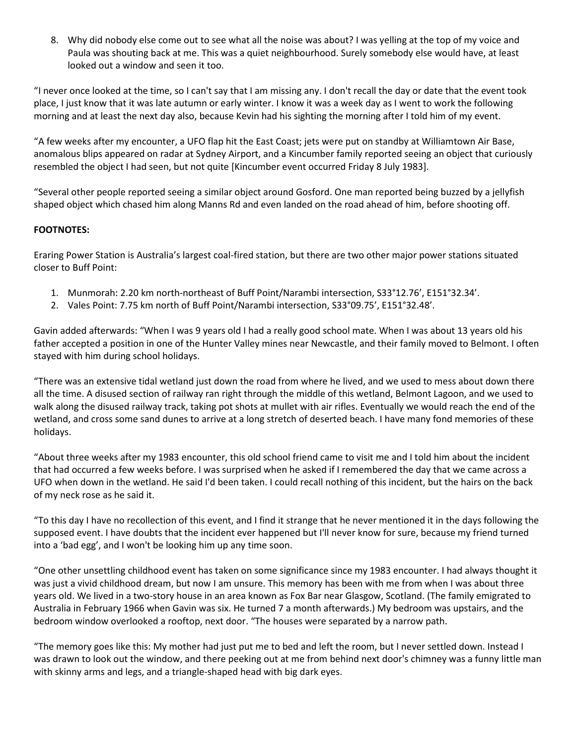8. Why did nobody else come out to see what all the noise was about? I was yelling at the top of my voice and Paula was shouting back at me. This was a quiet neighbourhood. Surely somebody else would have, at least looked out a window and seen it too.

"I never once looked at the time, so I can't say that I am missing any. I don't recall the day or date that the event took place, I just know that it was late autumn or early winter. I know it was a week day as I went to work the following morning and at least the next day also, because Kevin had his sighting the morning after I told him of my event.

"A few weeks after my encounter, a UFO flap hit the East Coast; jets were put on standby at Williamtown Air Base, anomalous blips appeared on radar at Sydney Airport, and a Kincumber family reported seeing an object that curiously resembled the object I had seen, but not quite [Kincumber event occurred Friday 8 July 1983].

"Several other people reported seeing a similar object around Gosford. One man reported being buzzed by a jellyfish shaped object which chased him along Manns Rd and even landed on the road ahead of him, before shooting off.

**FOOTNOTES:**

Eraring Power Station is Australia's largest coal-fired station, but there are two other major power stations situated closer to Buff Point:

1. Munmorah: 2.20 km north-northeast of Buff Point/Narambi intersection, S33°12.76', E151°32.34'.
2. Vales Point: 7.75 km north of Buff Point/Narambi intersection, S33°09.75', E151°32.48'.

Gavin added afterwards: "When I was 9 years old I had a really good school mate. When I was about 13 years old his father accepted a position in one of the Hunter Valley mines near Newcastle, and their family moved to Belmont. I often stayed with him during school holidays.

"There was an extensive tidal wetland just down the road from where he lived, and we used to mess about down there all the time. A disused section of railway ran right through the middle of this wetland, Belmont Lagoon, and we used to walk along the disused railway track, taking pot shots at mullet with air rifles. Eventually we would reach the end of the wetland, and cross some sand dunes to arrive at a long stretch of deserted beach. I have many fond memories of these holidays.

"About three weeks after my 1983 encounter, this old school friend came to visit me and I told him about the incident that had occurred a few weeks before. I was surprised when he asked if I remembered the day that we came across a UFO when down in the wetland. He said I'd been taken. I could recall nothing of this incident, but the hairs on the back of my neck rose as he said it.

"To this day I have no recollection of this event, and I find it strange that he never mentioned it in the days following the supposed event. I have doubts that the incident ever happened but I'll never know for sure, because my friend turned into a 'bad egg', and I won't be looking him up any time soon.

"One other unsettling childhood event has taken on some significance since my 1983 encounter. I had always thought it was just a vivid childhood dream, but now I am unsure. This memory has been with me from when I was about three years old. We lived in a two-story house in an area known as Fox Bar near Glasgow, Scotland. (The family emigrated to Australia in February 1966 when Gavin was six. He turned 7 a month afterwards.) My bedroom was upstairs, and the bedroom window overlooked a rooftop, next door. "The houses were separated by a narrow path.

"The memory goes like this: My mother had just put me to bed and left the room, but I never settled down. Instead I was drawn to look out the window, and there peeking out at me from behind next door's chimney was a funny little man with skinny arms and legs, and a triangle-shaped head with big dark eyes.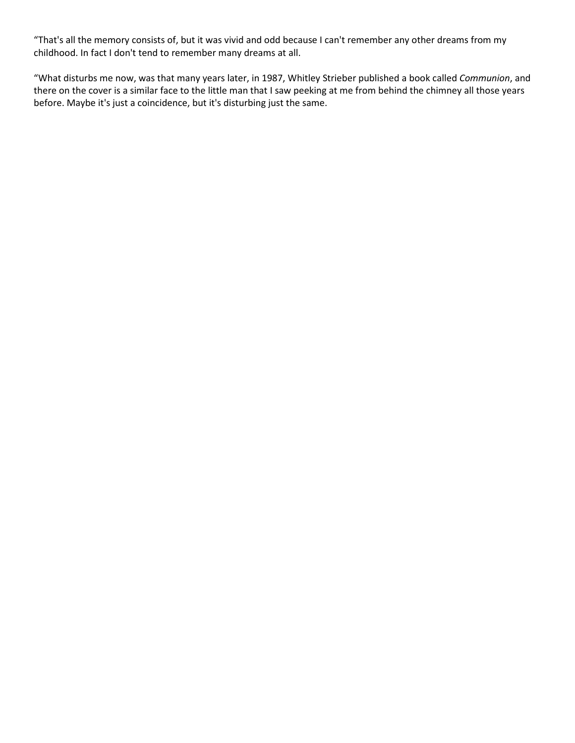“That's all the memory consists of, but it was vivid and odd because I can't remember any other dreams from my childhood. In fact I don't tend to remember many dreams at all.

“What disturbs me now, was that many years later, in 1987, Whitley Strieber published a book called *Communion*, and there on the cover is a similar face to the little man that I saw peeking at me from behind the chimney all those years before. Maybe it's just a coincidence, but it's disturbing just the same.